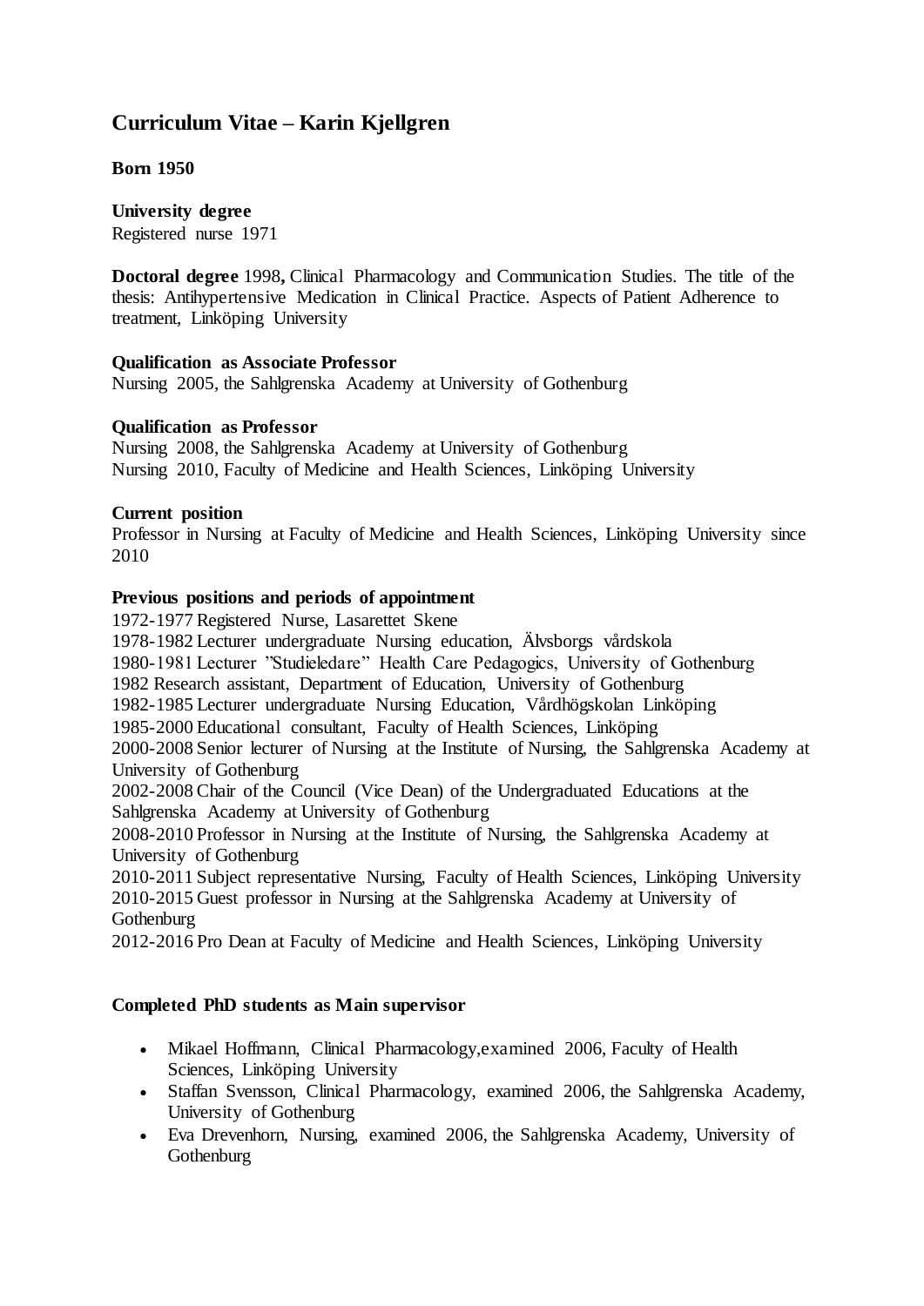# Curriculum Vitae – Karin Kjellgren

**Born 1950**

**University degree**
Registered nurse 1971

**Doctoral degree** 1998**,** Clinical Pharmacology and Communication Studies. The title of the thesis: Antihypertensive Medication in Clinical Practice. Aspects of Patient Adherence to treatment, Linköping University

**Qualification as Associate Professor**
Nursing 2005, the Sahlgrenska Academy at University of Gothenburg

**Qualification as Professor**
Nursing 2008, the Sahlgrenska Academy at University of Gothenburg
Nursing 2010, Faculty of Medicine and Health Sciences, Linköping University

**Current position**
Professor in Nursing at Faculty of Medicine and Health Sciences, Linköping University since 2010

**Previous positions and periods of appointment**
1972-1977 Registered Nurse, Lasarettet Skene
1978-1982 Lecturer undergraduate Nursing education, Älvsborgs vårdskola
1980-1981 Lecturer "Studieledare" Health Care Pedagogics, University of Gothenburg
1982 Research assistant, Department of Education, University of Gothenburg
1982-1985 Lecturer undergraduate Nursing Education, Vårdhögskolan Linköping
1985-2000 Educational consultant, Faculty of Health Sciences, Linköping
2000-2008 Senior lecturer of Nursing at the Institute of Nursing, the Sahlgrenska Academy at University of Gothenburg
2002-2008 Chair of the Council (Vice Dean) of the Undergraduated Educations at the Sahlgrenska Academy at University of Gothenburg
2008-2010 Professor in Nursing at the Institute of Nursing, the Sahlgrenska Academy at University of Gothenburg
2010-2011 Subject representative Nursing, Faculty of Health Sciences, Linköping University
2010-2015 Guest professor in Nursing at the Sahlgrenska Academy at University of Gothenburg
2012-2016 Pro Dean at Faculty of Medicine and Health Sciences, Linköping University

**Completed PhD students as Main supervisor**

- Mikael Hoffmann, Clinical Pharmacology,examined 2006, Faculty of Health Sciences, Linköping University
- Staffan Svensson, Clinical Pharmacology, examined 2006, the Sahlgrenska Academy, University of Gothenburg
- Eva Drevenhorn, Nursing, examined 2006, the Sahlgrenska Academy, University of Gothenburg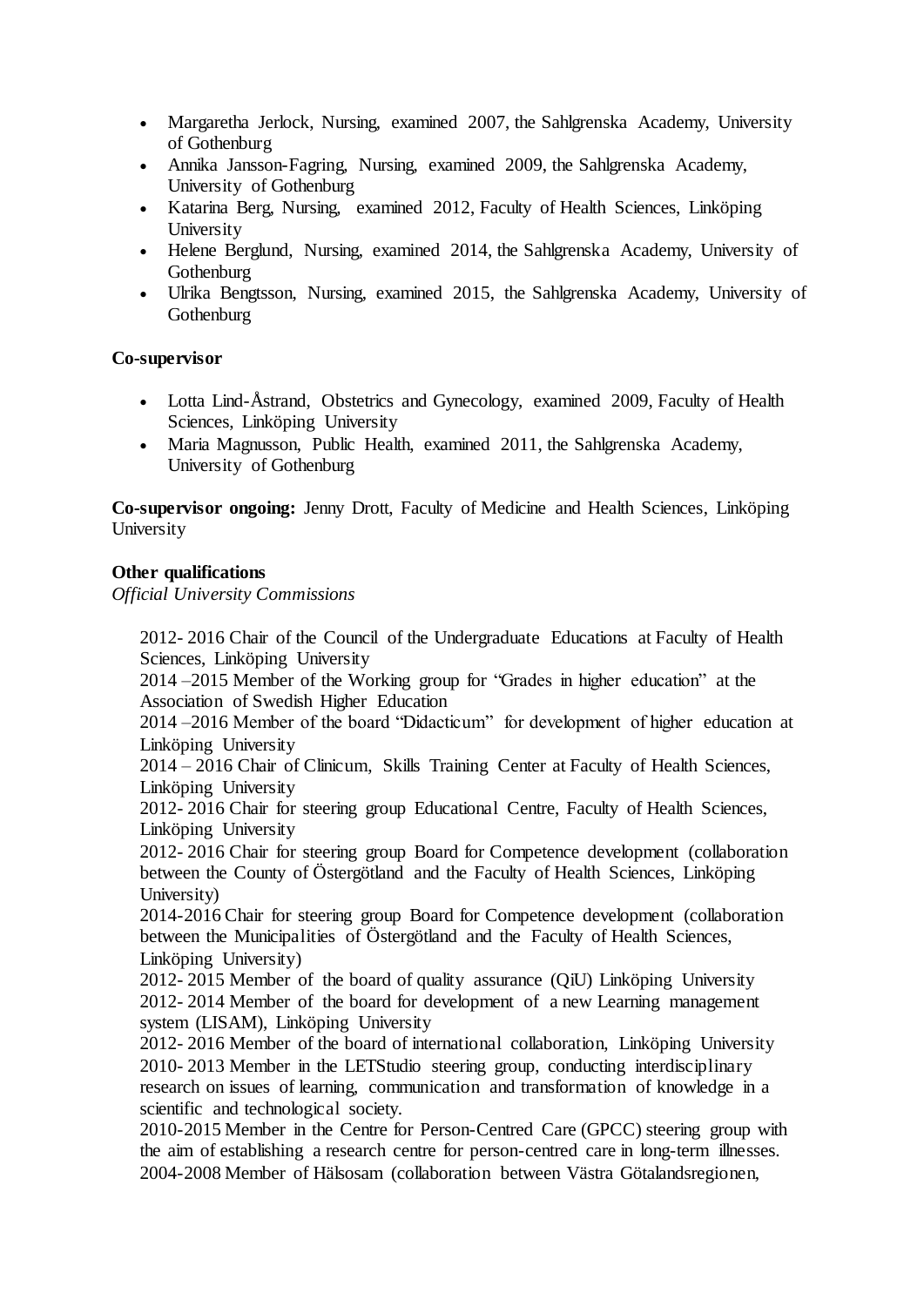- Margaretha Jerlock, Nursing, examined 2007, the Sahlgrenska Academy, University of Gothenburg
- Annika Jansson-Fagring, Nursing, examined 2009, the Sahlgrenska Academy, University of Gothenburg
- Katarina Berg, Nursing, examined 2012, Faculty of Health Sciences, Linköping University
- Helene Berglund, Nursing, examined 2014, the Sahlgrenska Academy, University of Gothenburg
- Ulrika Bengtsson, Nursing, examined 2015, the Sahlgrenska Academy, University of Gothenburg

**Co-supervisor**

- Lotta Lind-Åstrand, Obstetrics and Gynecology, examined 2009, Faculty of Health Sciences, Linköping University
- Maria Magnusson, Public Health, examined 2011, the Sahlgrenska Academy, University of Gothenburg

**Co-supervisor ongoing:** Jenny Drott, Faculty of Medicine and Health Sciences, Linköping University

**Other qualifications**

*Official University Commissions*

2012- 2016 Chair of the Council of the Undergraduate Educations at Faculty of Health Sciences, Linköping University
2014 –2015 Member of the Working group for "Grades in higher education" at the Association of Swedish Higher Education
2014 –2016 Member of the board "Didacticum" for development of higher education at Linköping University
2014 – 2016 Chair of Clinicum, Skills Training Center at Faculty of Health Sciences, Linköping University
2012- 2016 Chair for steering group Educational Centre, Faculty of Health Sciences, Linköping University
2012- 2016 Chair for steering group Board for Competence development (collaboration between the County of Östergötland and the Faculty of Health Sciences, Linköping University)
2014-2016 Chair for steering group Board for Competence development (collaboration between the Municipalities of Östergötland and the Faculty of Health Sciences, Linköping University)
2012- 2015 Member of the board of quality assurance (QiU) Linköping University
2012- 2014 Member of the board for development of a new Learning management system (LISAM), Linköping University
2012- 2016 Member of the board of international collaboration, Linköping University
2010- 2013 Member in the LETStudio steering group, conducting interdisciplinary research on issues of learning, communication and transformation of knowledge in a scientific and technological society.
2010-2015 Member in the Centre for Person-Centred Care (GPCC) steering group with the aim of establishing a research centre for person-centred care in long-term illnesses.
2004-2008 Member of Hälsosam (collaboration between Västra Götalandsregionen,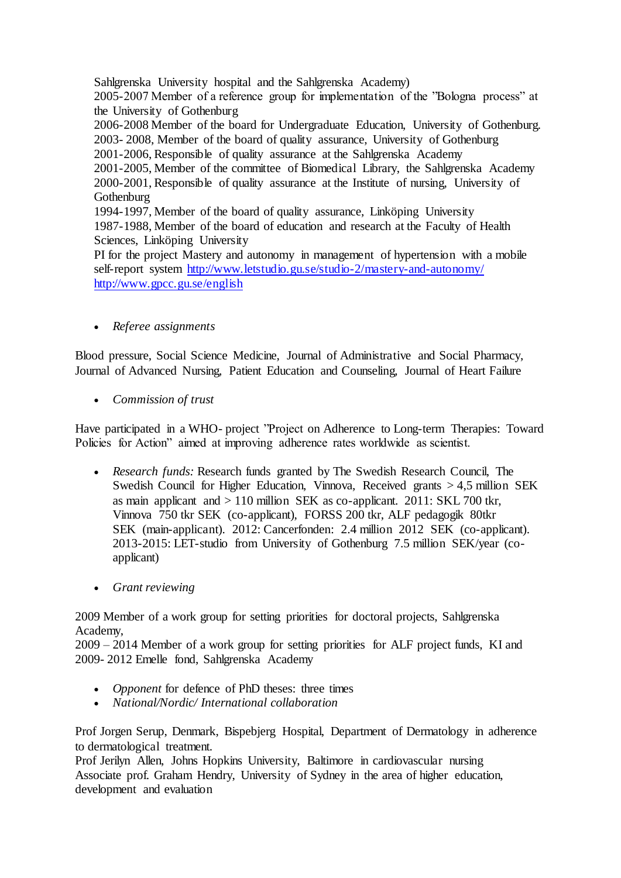Sahlgrenska University hospital and the Sahlgrenska Academy)
2005-2007 Member of a reference group for implementation of the ”Bologna process” at the University of Gothenburg
2006-2008 Member of the board for Undergraduate Education, University of Gothenburg.
2003- 2008, Member of the board of quality assurance, University of Gothenburg
2001-2006, Responsible of quality assurance at the Sahlgrenska Academy
2001-2005, Member of the committee of Biomedical Library, the Sahlgrenska Academy
2000-2001, Responsible of quality assurance at the Institute of nursing, University of Gothenburg
1994-1997, Member of the board of quality assurance, Linköping University
1987-1988, Member of the board of education and research at the Faculty of Health Sciences, Linköping University
PI for the project Mastery and autonomy in management of hypertension with a mobile self-report system http://www.letstudio.gu.se/studio-2/mastery-and-autonomy/ http://www.gpcc.gu.se/english

- *Referee assignments*

Blood pressure, Social Science Medicine, Journal of Administrative and Social Pharmacy, Journal of Advanced Nursing, Patient Education and Counseling, Journal of Heart Failure

- *Commission of trust*

Have participated in a WHO- project ”Project on Adherence to Long-term Therapies: Toward Policies for Action” aimed at improving adherence rates worldwide as scientist.

- *Research funds:* Research funds granted by The Swedish Research Council, The Swedish Council for Higher Education, Vinnova, Received grants > 4,5 million SEK as main applicant and > 110 million SEK as co-applicant. 2011: SKL 700 tkr, Vinnova 750 tkr SEK (co-applicant), FORSS 200 tkr, ALF pedagogik 80tkr SEK (main-applicant). 2012: Cancerfonden: 2.4 million 2012 SEK (co-applicant). 2013-2015: LET-studio from University of Gothenburg 7.5 million SEK/year (co-applicant)

- *Grant reviewing*

2009 Member of a work group for setting priorities for doctoral projects, Sahlgrenska Academy,
2009 – 2014 Member of a work group for setting priorities for ALF project funds, KI and 2009- 2012 Emelle fond, Sahlgrenska Academy

- *Opponent* for defence of PhD theses: three times
- *National/Nordic/ International collaboration*

Prof Jorgen Serup, Denmark, Bispebjerg Hospital, Department of Dermatology in adherence to dermatological treatment.
Prof Jerilyn Allen, Johns Hopkins University, Baltimore in cardiovascular nursing
Associate prof. Graham Hendry, University of Sydney in the area of higher education, development and evaluation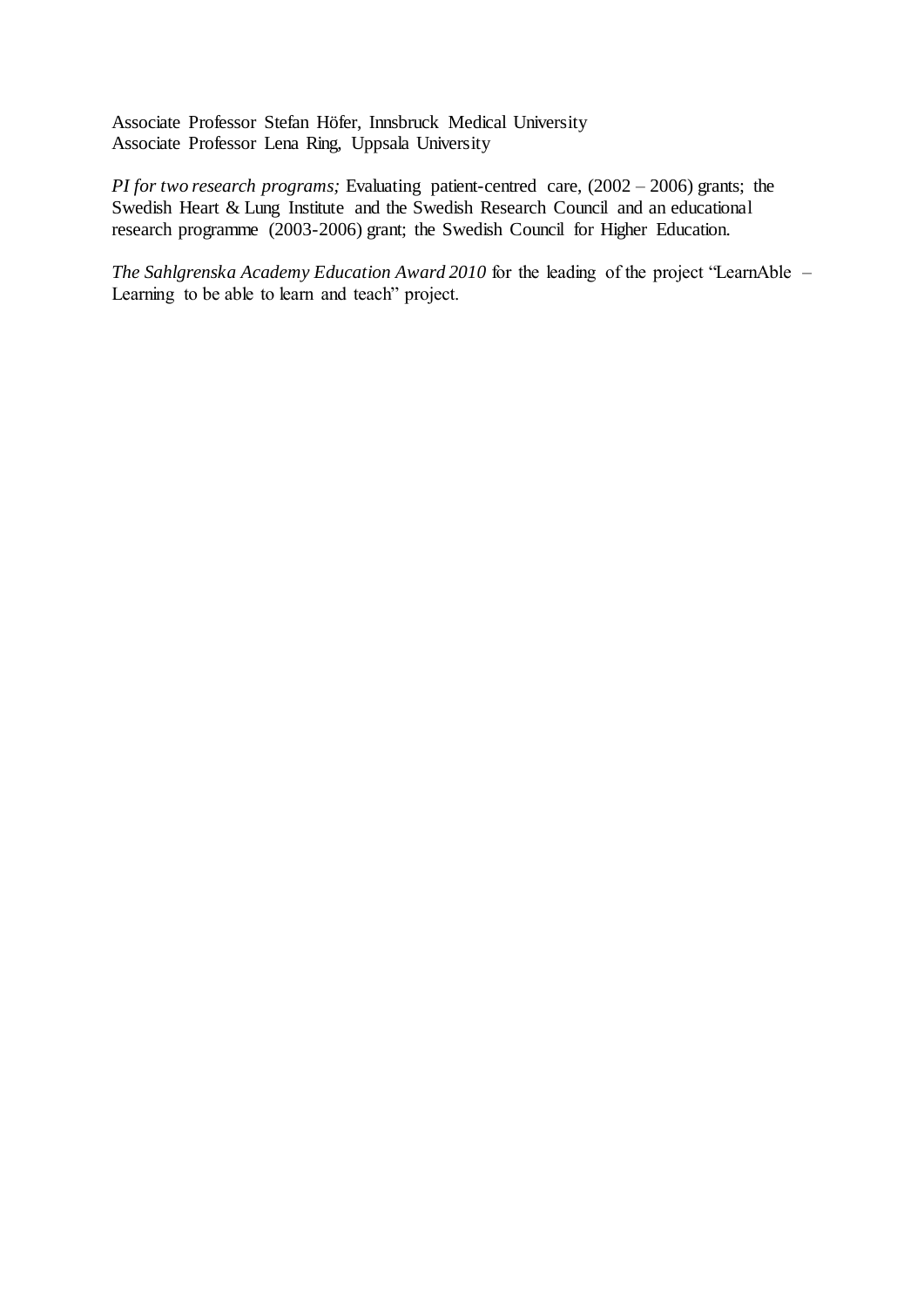Associate Professor Stefan Höfer, Innsbruck Medical University
Associate Professor Lena Ring, Uppsala University

*PI for two research programs;* Evaluating patient-centred care, (2002 – 2006) grants; the Swedish Heart & Lung Institute and the Swedish Research Council and an educational research programme (2003-2006) grant; the Swedish Council for Higher Education.

*The Sahlgrenska Academy Education Award 2010* for the leading of the project "LearnAble – Learning to be able to learn and teach" project.